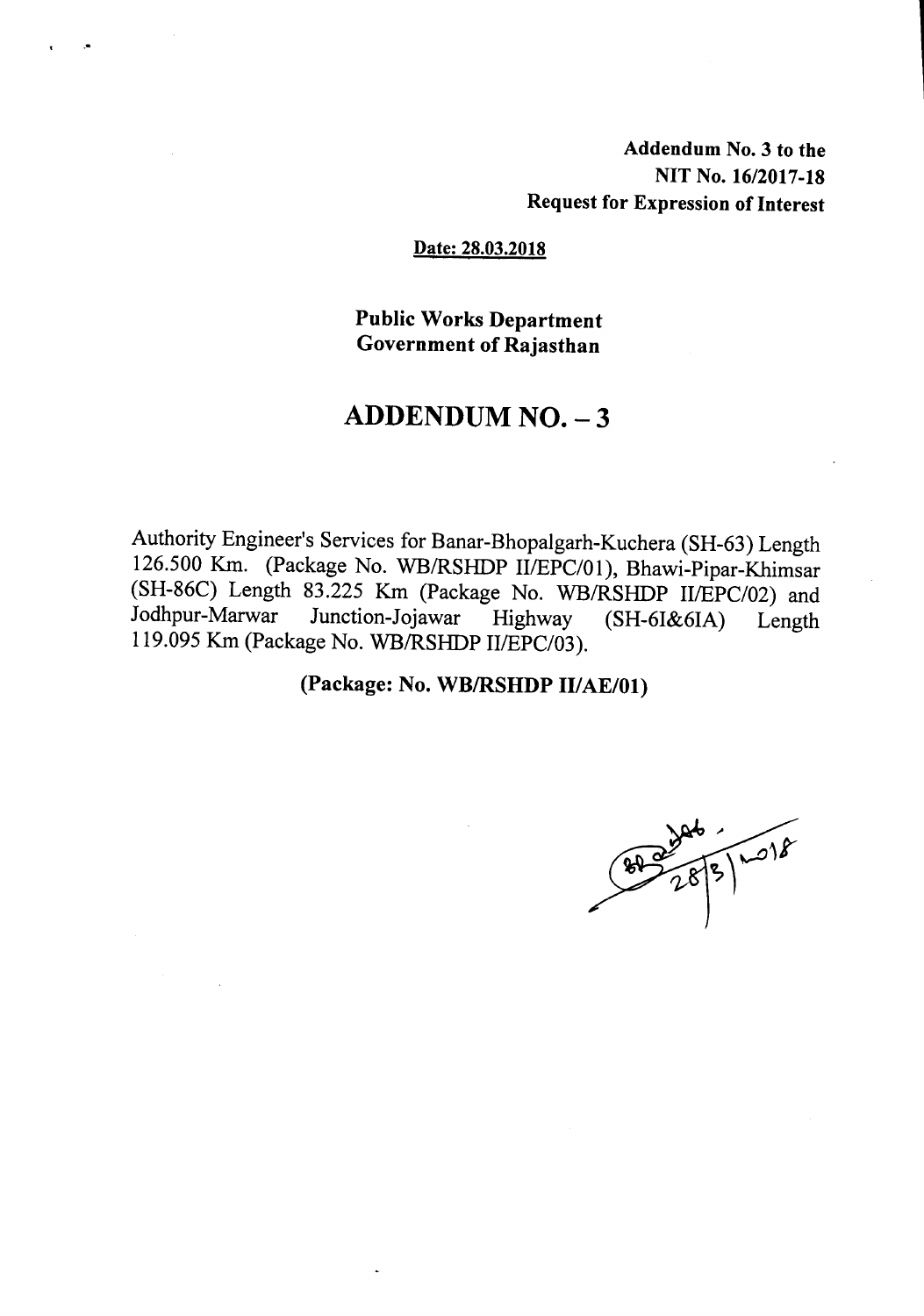**Addendum No. 3 to the**
**NIT No. 16/2017-18**
**Request for Expression of Interest**

**Date: 28.03.2018**

**Public Works Department**
**Government of Rajasthan**

# ADDENDUM NO. – 3

Authority Engineer's Services for Banar-Bhopalgarh-Kuchera (SH-63) Length 126.500 Km. (Package No. WB/RSHDP II/EPC/01), Bhawi-Pipar-Khimsar (SH-86C) Length 83.225 Km (Package No. WB/RSHDP II/EPC/02) and Jodhpur-Marwar Junction-Jojawar Highway (SH-61&61A) Length 119.095 Km (Package No. WB/RSHDP II/EPC/03).

**(Package: No. WB/RSHDP II/AE/01)**

28/3/2018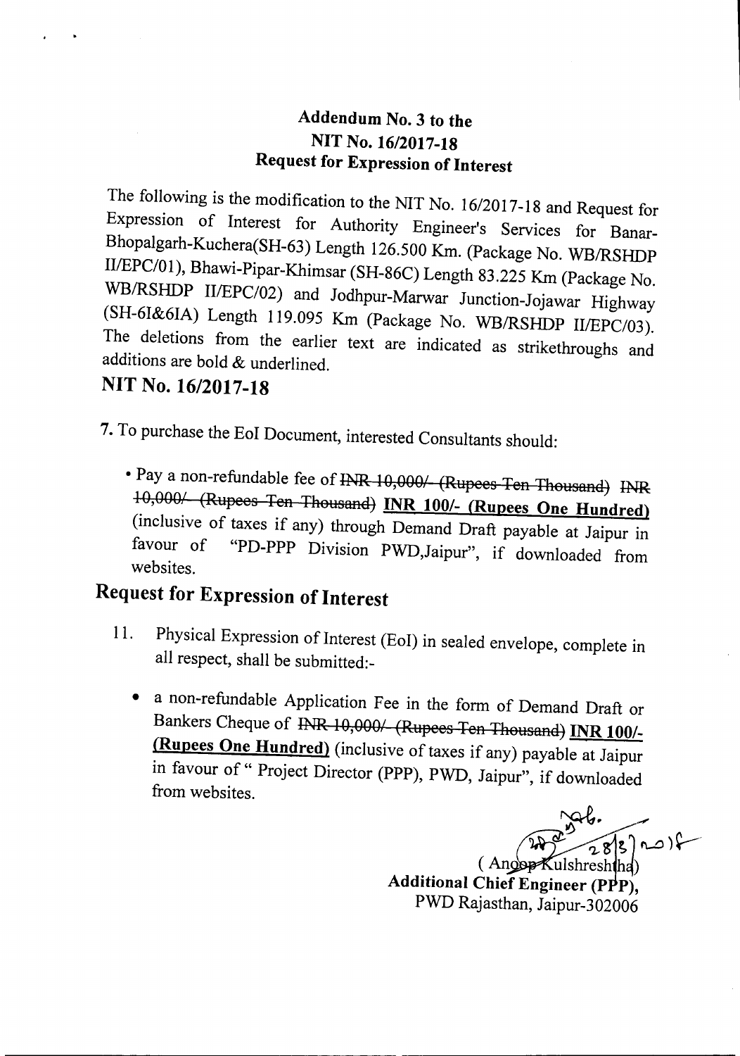# Addendum No. 3 to the NIT No. 16/2017-18 Request for Expression of Interest

The following is the modification to the NIT No. 16/2017-18 and Request for Expression of Interest for Authority Engineer's Services for Banar-Bhopalgarh-Kuchera(SH-63) Length 126.500 Km. (Package No. WB/RSHDP II/EPC/01), Bhawi-Pipar-Khimsar (SH-86C) Length 83.225 Km (Package No. WB/RSHDP II/EPC/02) and Jodhpur-Marwar Junction-Jojawar Highway (SH-6I&6IA) Length 119.095 Km (Package No. WB/RSHDP II/EPC/03). The deletions from the earlier text are indicated as strikethroughs and additions are bold & underlined.

## NIT No. 16/2017-18

7. To purchase the EoI Document, interested Consultants should:

   - Pay a non-refundable fee of ~~INR 10,000/- (Rupees Ten Thousand) INR 10,000/- (Rupees Ten Thousand)~~ <u>**INR 100/- (Rupees One Hundred)**</u> (inclusive of taxes if any) through Demand Draft payable at Jaipur in favour of "PD-PPP Division PWD,Jaipur", if downloaded from websites.

## Request for Expression of Interest

11. Physical Expression of Interest (EoI) in sealed envelope, complete in all respect, shall be submitted:-

    - a non-refundable Application Fee in the form of Demand Draft or Bankers Cheque of ~~INR 10,000/- (Rupees Ten Thousand)~~ <u>**INR 100/- (Rupees One Hundred)**</u> (inclusive of taxes if any) payable at Jaipur in favour of " Project Director (PPP), PWD, Jaipur", if downloaded from websites.

28/3/2018

( Anoop Kulshreshtha)
**Additional Chief Engineer (PPP),**
PWD Rajasthan, Jaipur-302006